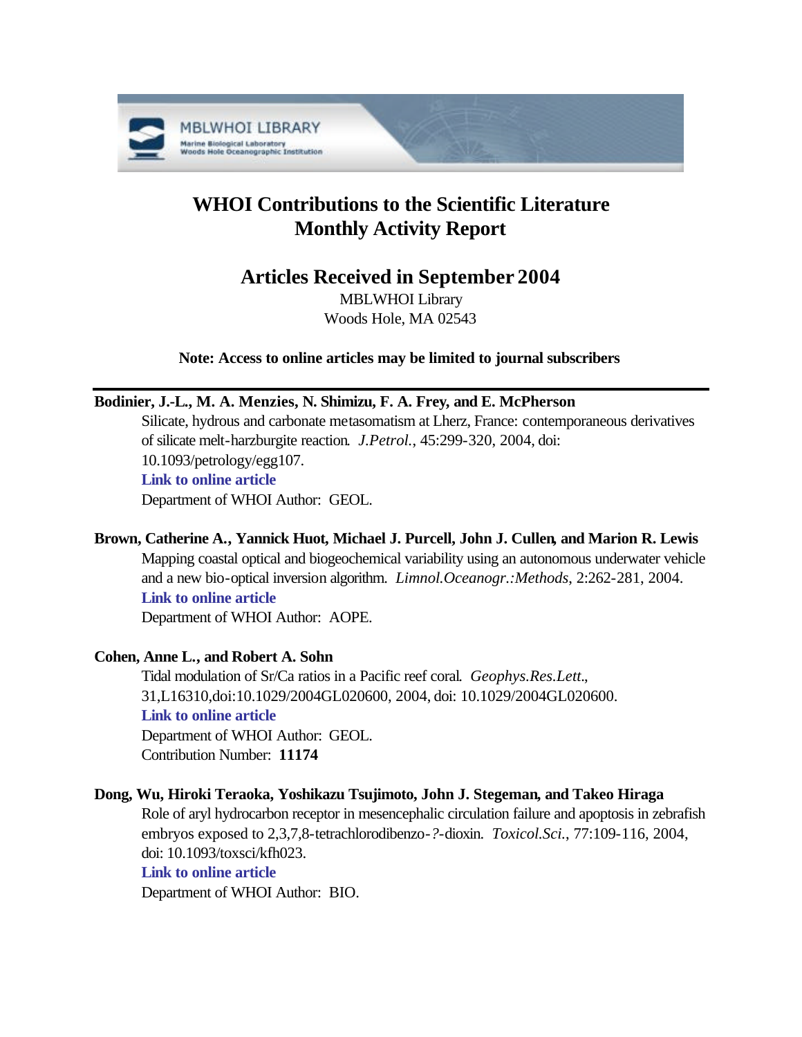# WHOI Contributions to the Scientific Literature
# Monthly Activity Report

## Articles Received in September 2004

MBLWHOI Library
Woods Hole, MA 02543

**Note: Access to online articles may be limited to journal subscribers**

---

**Bodinier, J.-L., M. A. Menzies, N. Shimizu, F. A. Frey, and E. McPherson**

Silicate, hydrous and carbonate metasomatism at Lherz, France: contemporaneous derivatives of silicate melt-harzburgite reaction. *J.Petrol.*, 45:299-320, 2004, doi: 10.1093/petrology/egg107.

**Link to online article**

Department of WHOI Author: GEOL.

**Brown, Catherine A., Yannick Huot, Michael J. Purcell, John J. Cullen, and Marion R. Lewis**

Mapping coastal optical and biogeochemical variability using an autonomous underwater vehicle and a new bio-optical inversion algorithm. *Limnol.Oceanogr.:Methods*, 2:262-281, 2004.

**Link to online article**

Department of WHOI Author: AOPE.

**Cohen, Anne L., and Robert A. Sohn**

Tidal modulation of Sr/Ca ratios in a Pacific reef coral. *Geophys.Res.Lett.*, 31,L16310,doi:10.1029/2004GL020600, 2004, doi: 10.1029/2004GL020600.

**Link to online article**

Department of WHOI Author: GEOL.

Contribution Number: **11174**

**Dong, Wu, Hiroki Teraoka, Yoshikazu Tsujimoto, John J. Stegeman, and Takeo Hiraga**

Role of aryl hydrocarbon receptor in mesencephalic circulation failure and apoptosis in zebrafish embryos exposed to 2,3,7,8-tetrachlorodibenzo-?-dioxin. *Toxicol.Sci.*, 77:109-116, 2004, doi: 10.1093/toxsci/kfh023.

**Link to online article**

Department of WHOI Author: BIO.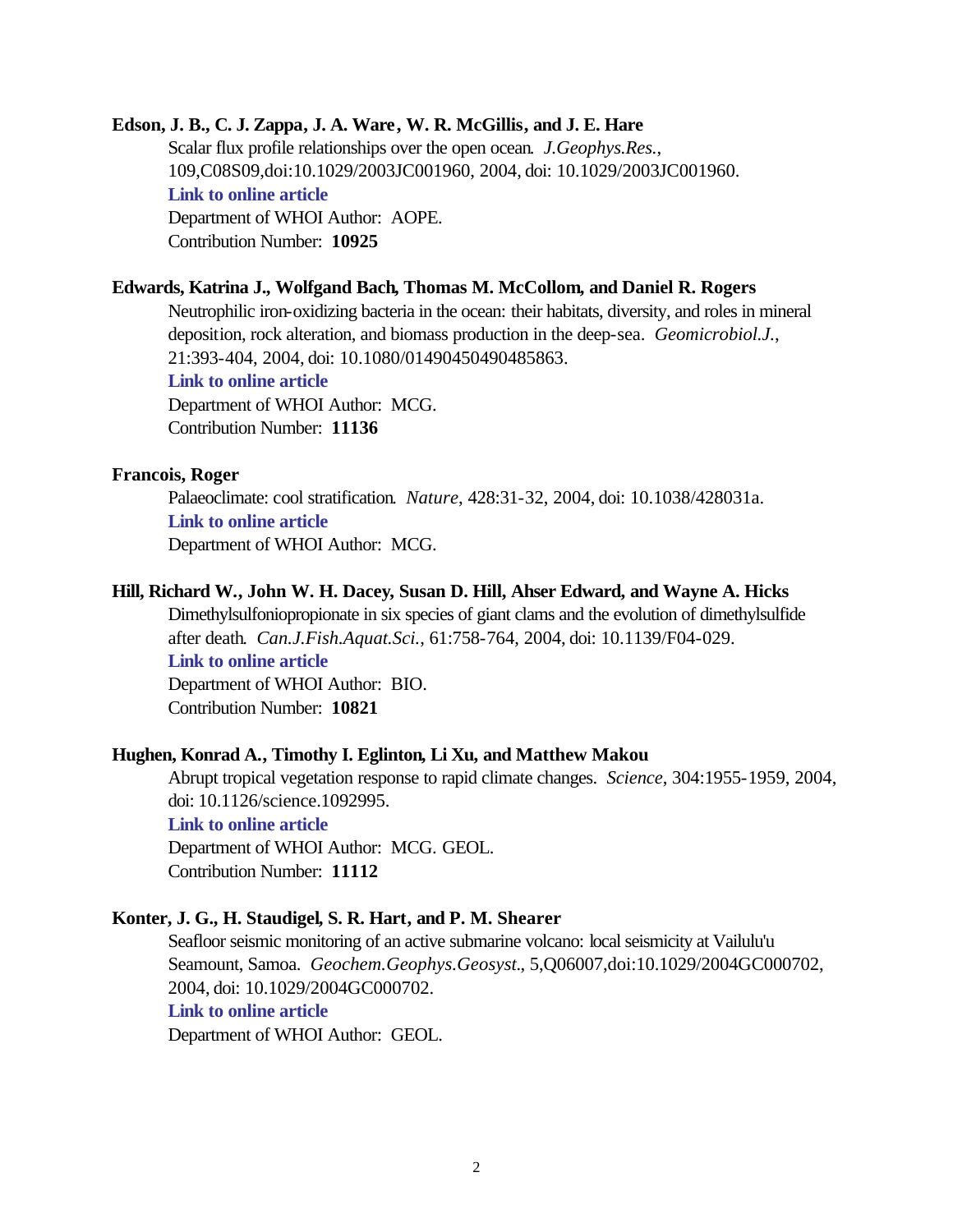**Edson, J. B., C. J. Zappa, J. A. Ware, W. R. McGillis, and J. E. Hare**

Scalar flux profile relationships over the open ocean. *J.Geophys.Res.*, 109,C08S09,doi:10.1029/2003JC001960, 2004, doi: 10.1029/2003JC001960.

**Link to online article**

Department of WHOI Author: AOPE.

Contribution Number: **10925**

**Edwards, Katrina J., Wolfgand Bach, Thomas M. McCollom, and Daniel R. Rogers**

Neutrophilic iron-oxidizing bacteria in the ocean: their habitats, diversity, and roles in mineral deposition, rock alteration, and biomass production in the deep-sea. *Geomicrobiol.J.*, 21:393-404, 2004, doi: 10.1080/01490450490485863.

**Link to online article**

Department of WHOI Author: MCG.

Contribution Number: **11136**

**Francois, Roger**

Palaeoclimate: cool stratification. *Nature*, 428:31-32, 2004, doi: 10.1038/428031a.

**Link to online article**

Department of WHOI Author: MCG.

**Hill, Richard W., John W. H. Dacey, Susan D. Hill, Ahser Edward, and Wayne A. Hicks**

Dimethylsulfoniopropionate in six species of giant clams and the evolution of dimethylsulfide after death. *Can.J.Fish.Aquat.Sci.*, 61:758-764, 2004, doi: 10.1139/F04-029.

**Link to online article**

Department of WHOI Author: BIO.

Contribution Number: **10821**

**Hughen, Konrad A., Timothy I. Eglinton, Li Xu, and Matthew Makou**

Abrupt tropical vegetation response to rapid climate changes. *Science*, 304:1955-1959, 2004, doi: 10.1126/science.1092995.

**Link to online article**

Department of WHOI Author: MCG. GEOL.

Contribution Number: **11112**

**Konter, J. G., H. Staudigel, S. R. Hart, and P. M. Shearer**

Seafloor seismic monitoring of an active submarine volcano: local seismicity at Vailulu'u Seamount, Samoa. *Geochem.Geophys.Geosyst.*, 5,Q06007,doi:10.1029/2004GC000702, 2004, doi: 10.1029/2004GC000702.

**Link to online article**

Department of WHOI Author: GEOL.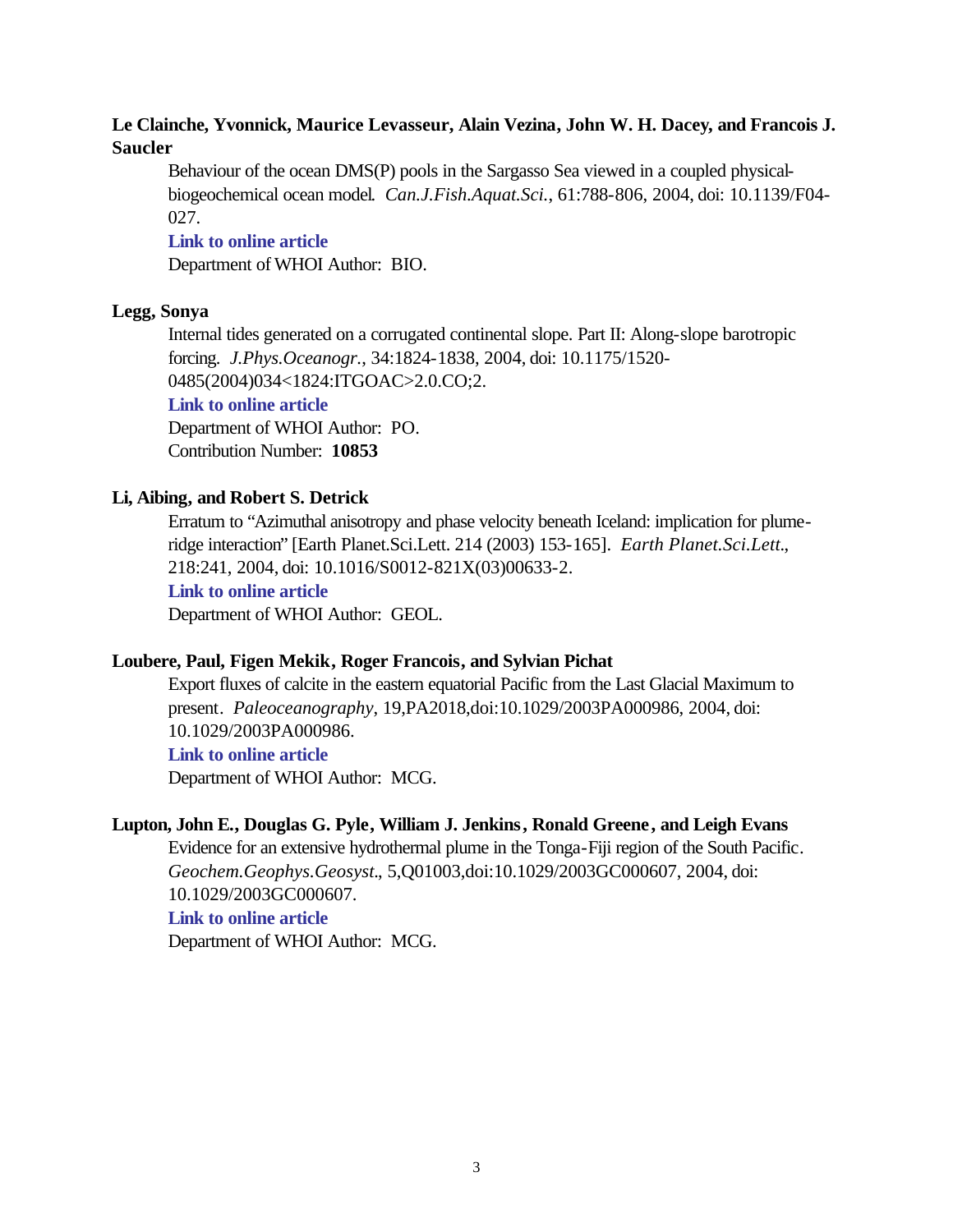**Le Clainche, Yvonnick, Maurice Levasseur, Alain Vezina, John W. H. Dacey, and Francois J. Saucler**

Behaviour of the ocean DMS(P) pools in the Sargasso Sea viewed in a coupled physical-biogeochemical ocean model. *Can.J.Fish.Aquat.Sci.*, 61:788-806, 2004, doi: 10.1139/F04-027.

**Link to online article**

Department of WHOI Author: BIO.

**Legg, Sonya**

Internal tides generated on a corrugated continental slope. Part II: Along-slope barotropic forcing. *J.Phys.Oceanogr.*, 34:1824-1838, 2004, doi: 10.1175/1520-0485(2004)034<1824:ITGOAC>2.0.CO;2.

**Link to online article**

Department of WHOI Author: PO.

Contribution Number: **10853**

**Li, Aibing, and Robert S. Detrick**

Erratum to "Azimuthal anisotropy and phase velocity beneath Iceland: implication for plume-ridge interaction" [Earth Planet.Sci.Lett. 214 (2003) 153-165]. *Earth Planet.Sci.Lett.*, 218:241, 2004, doi: 10.1016/S0012-821X(03)00633-2.

**Link to online article**

Department of WHOI Author: GEOL.

**Loubere, Paul, Figen Mekik, Roger Francois, and Sylvian Pichat**

Export fluxes of calcite in the eastern equatorial Pacific from the Last Glacial Maximum to present. *Paleoceanography*, 19,PA2018,doi:10.1029/2003PA000986, 2004, doi: 10.1029/2003PA000986.

**Link to online article**

Department of WHOI Author: MCG.

**Lupton, John E., Douglas G. Pyle, William J. Jenkins, Ronald Greene, and Leigh Evans**

Evidence for an extensive hydrothermal plume in the Tonga-Fiji region of the South Pacific. *Geochem.Geophys.Geosyst.*, 5,Q01003,doi:10.1029/2003GC000607, 2004, doi: 10.1029/2003GC000607.

**Link to online article**

Department of WHOI Author: MCG.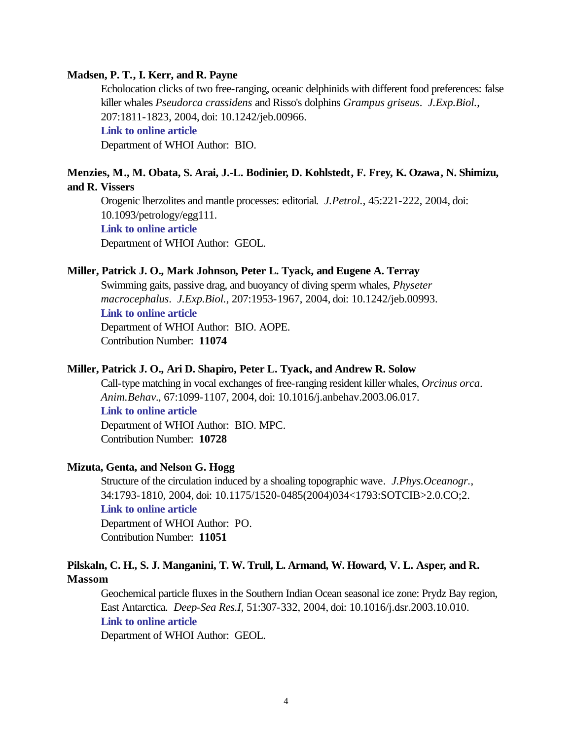**Madsen, P. T., I. Kerr, and R. Payne**

Echolocation clicks of two free-ranging, oceanic delphinids with different food preferences: false killer whales *Pseudorca crassidens* and Risso's dolphins *Grampus griseus*. *J.Exp.Biol.*, 207:1811-1823, 2004, doi: 10.1242/jeb.00966.

**Link to online article**

Department of WHOI Author: BIO.

**Menzies, M., M. Obata, S. Arai, J.-L. Bodinier, D. Kohlstedt, F. Frey, K. Ozawa, N. Shimizu, and R. Vissers**

Orogenic lherzolites and mantle processes: editorial. *J.Petrol.*, 45:221-222, 2004, doi: 10.1093/petrology/egg111.

**Link to online article**

Department of WHOI Author: GEOL.

**Miller, Patrick J. O., Mark Johnson, Peter L. Tyack, and Eugene A. Terray**

Swimming gaits, passive drag, and buoyancy of diving sperm whales, *Physeter macrocephalus*. *J.Exp.Biol.*, 207:1953-1967, 2004, doi: 10.1242/jeb.00993.

**Link to online article**

Department of WHOI Author: BIO. AOPE.

Contribution Number: **11074**

**Miller, Patrick J. O., Ari D. Shapiro, Peter L. Tyack, and Andrew R. Solow**

Call-type matching in vocal exchanges of free-ranging resident killer whales, *Orcinus orca*. *Anim.Behav*., 67:1099-1107, 2004, doi: 10.1016/j.anbehav.2003.06.017.

**Link to online article**

Department of WHOI Author: BIO. MPC.

Contribution Number: **10728**

**Mizuta, Genta, and Nelson G. Hogg**

Structure of the circulation induced by a shoaling topographic wave. *J.Phys.Oceanogr.*, 34:1793-1810, 2004, doi: 10.1175/1520-0485(2004)034<1793:SOTCIB>2.0.CO;2.

**Link to online article**

Department of WHOI Author: PO.

Contribution Number: **11051**

**Pilskaln, C. H., S. J. Manganini, T. W. Trull, L. Armand, W. Howard, V. L. Asper, and R. Massom**

Geochemical particle fluxes in the Southern Indian Ocean seasonal ice zone: Prydz Bay region, East Antarctica. *Deep-Sea Res.I*, 51:307-332, 2004, doi: 10.1016/j.dsr.2003.10.010.

**Link to online article**

Department of WHOI Author: GEOL.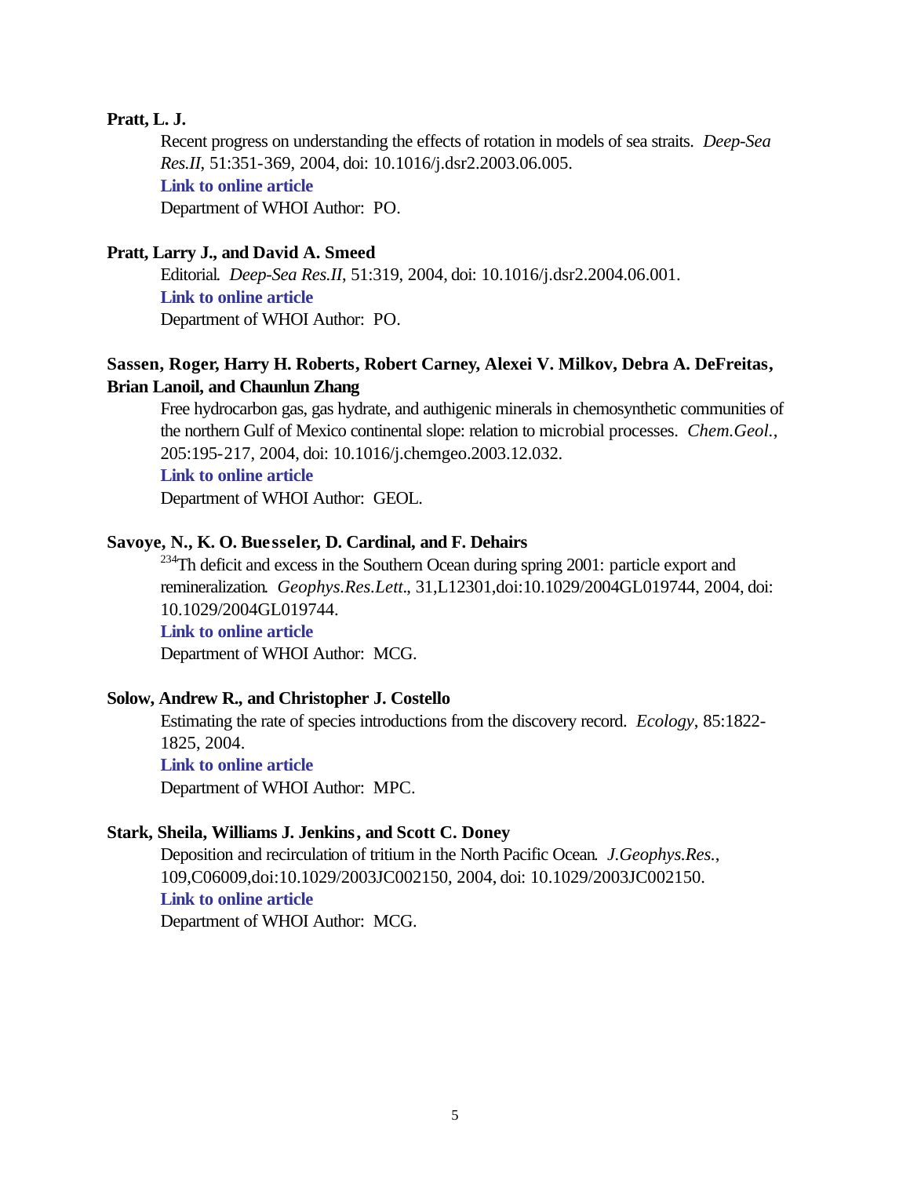**Pratt, L. J.**

Recent progress on understanding the effects of rotation in models of sea straits. *Deep-Sea Res.II*, 51:351-369, 2004, doi: 10.1016/j.dsr2.2003.06.005.

**Link to online article**

Department of WHOI Author: PO.

**Pratt, Larry J., and David A. Smeed**

Editorial. *Deep-Sea Res.II*, 51:319, 2004, doi: 10.1016/j.dsr2.2004.06.001.

**Link to online article**

Department of WHOI Author: PO.

**Sassen, Roger, Harry H. Roberts, Robert Carney, Alexei V. Milkov, Debra A. DeFreitas, Brian Lanoil, and Chaunlun Zhang**

Free hydrocarbon gas, gas hydrate, and authigenic minerals in chemosynthetic communities of the northern Gulf of Mexico continental slope: relation to microbial processes. *Chem.Geol.*, 205:195-217, 2004, doi: 10.1016/j.chemgeo.2003.12.032.

**Link to online article**

Department of WHOI Author: GEOL.

**Savoye, N., K. O. Buesseler, D. Cardinal, and F. Dehairs**

$^{234}$Th deficit and excess in the Southern Ocean during spring 2001: particle export and remineralization. *Geophys.Res.Lett.*, 31,L12301,doi:10.1029/2004GL019744, 2004, doi: 10.1029/2004GL019744.

**Link to online article**

Department of WHOI Author: MCG.

**Solow, Andrew R., and Christopher J. Costello**

Estimating the rate of species introductions from the discovery record. *Ecology*, 85:1822-1825, 2004.

**Link to online article**

Department of WHOI Author: MPC.

**Stark, Sheila, Williams J. Jenkins, and Scott C. Doney**

Deposition and recirculation of tritium in the North Pacific Ocean. *J.Geophys.Res.*, 109,C06009,doi:10.1029/2003JC002150, 2004, doi: 10.1029/2003JC002150.

**Link to online article**

Department of WHOI Author: MCG.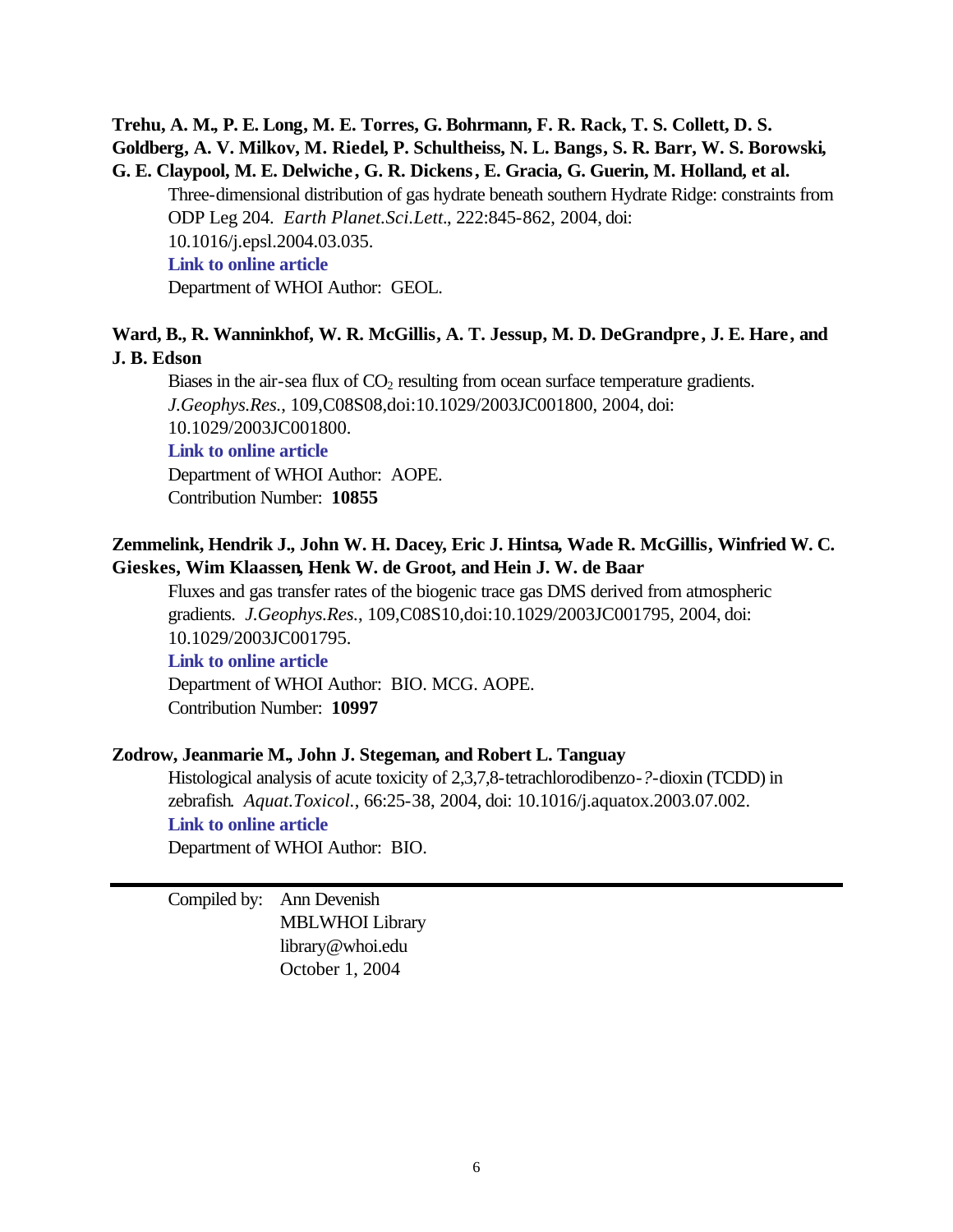**Trehu, A. M., P. E. Long, M. E. Torres, G. Bohrmann, F. R. Rack, T. S. Collett, D. S. Goldberg, A. V. Milkov, M. Riedel, P. Schultheiss, N. L. Bangs, S. R. Barr, W. S. Borowski, G. E. Claypool, M. E. Delwiche, G. R. Dickens, E. Gracia, G. Guerin, M. Holland, et al.**

Three-dimensional distribution of gas hydrate beneath southern Hydrate Ridge: constraints from ODP Leg 204. *Earth Planet.Sci.Lett.*, 222:845-862, 2004, doi: 10.1016/j.epsl.2004.03.035.

**Link to online article**

Department of WHOI Author: GEOL.

**Ward, B., R. Wanninkhof, W. R. McGillis, A. T. Jessup, M. D. DeGrandpre, J. E. Hare, and J. B. Edson**

Biases in the air-sea flux of $CO_2$ resulting from ocean surface temperature gradients. *J.Geophys.Res.*, 109,C08S08,doi:10.1029/2003JC001800, 2004, doi: 10.1029/2003JC001800.

**Link to online article**

Department of WHOI Author: AOPE.

Contribution Number: **10855**

**Zemmelink, Hendrik J., John W. H. Dacey, Eric J. Hintsa, Wade R. McGillis, Winfried W. C. Gieskes, Wim Klaassen, Henk W. de Groot, and Hein J. W. de Baar**

Fluxes and gas transfer rates of the biogenic trace gas DMS derived from atmospheric gradients. *J.Geophys.Res.*, 109,C08S10,doi:10.1029/2003JC001795, 2004, doi: 10.1029/2003JC001795.

**Link to online article**

Department of WHOI Author: BIO. MCG. AOPE.

Contribution Number: **10997**

**Zodrow, Jeanmarie M., John J. Stegeman, and Robert L. Tanguay**

Histological analysis of acute toxicity of 2,3,7,8-tetrachlorodibenzo-*?*-dioxin (TCDD) in zebrafish. *Aquat.Toxicol.*, 66:25-38, 2004, doi: 10.1016/j.aquatox.2003.07.002.

**Link to online article**

Department of WHOI Author: BIO.

---

Compiled by: Ann Devenish
MBLWHOI Library
library@whoi.edu
October 1, 2004